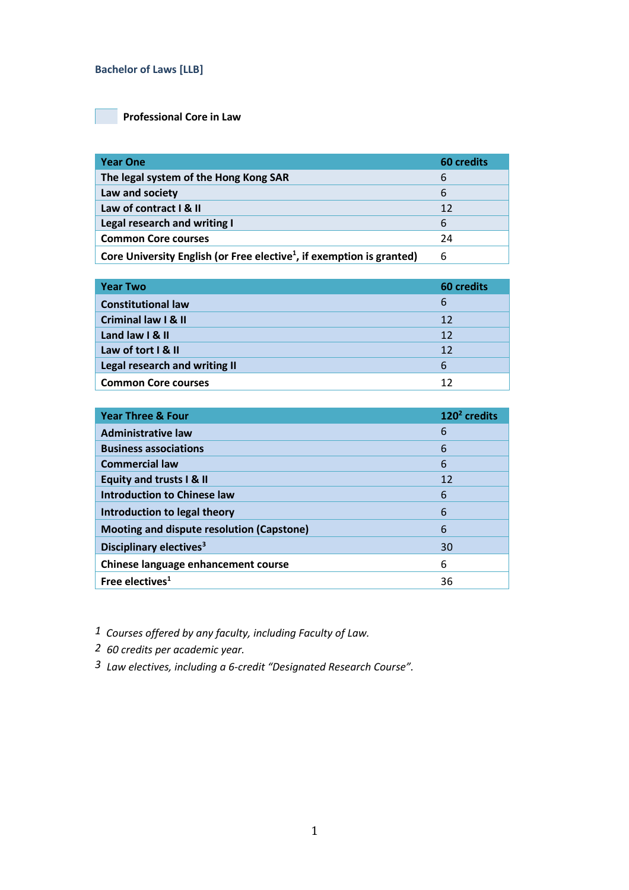## Bachelor of Laws [LLB]

Professional Core in Law

| Year One | 60 credits |
|---|---|
| The legal system of the Hong Kong SAR | 6 |
| Law and society | 6 |
| Law of contract I & II | 12 |
| Legal research and writing I | 6 |
| Common Core courses | 24 |
| Core University English (or Free elective[1], if exemption is granted) | 6 |

| Year Two | 60 credits |
|---|---|
| Constitutional law | 6 |
| Criminal law I & II | 12 |
| Land law I & II | 12 |
| Law of tort I & II | 12 |
| Legal research and writing II | 6 |
| Common Core courses | 12 |

| Year Three & Four | 120[2] credits |
|---|---|
| Administrative law | 6 |
| Business associations | 6 |
| Commercial law | 6 |
| Equity and trusts I & II | 12 |
| Introduction to Chinese law | 6 |
| Introduction to legal theory | 6 |
| Mooting and dispute resolution (Capstone) | 6 |
| Disciplinary electives[3] | 30 |
| Chinese language enhancement course | 6 |
| Free electives[1] | 36 |

1 *Courses offered by any faculty, including Faculty of Law.*
2 *60 credits per academic year.*
3 *Law electives, including a 6-credit "Designated Research Course".*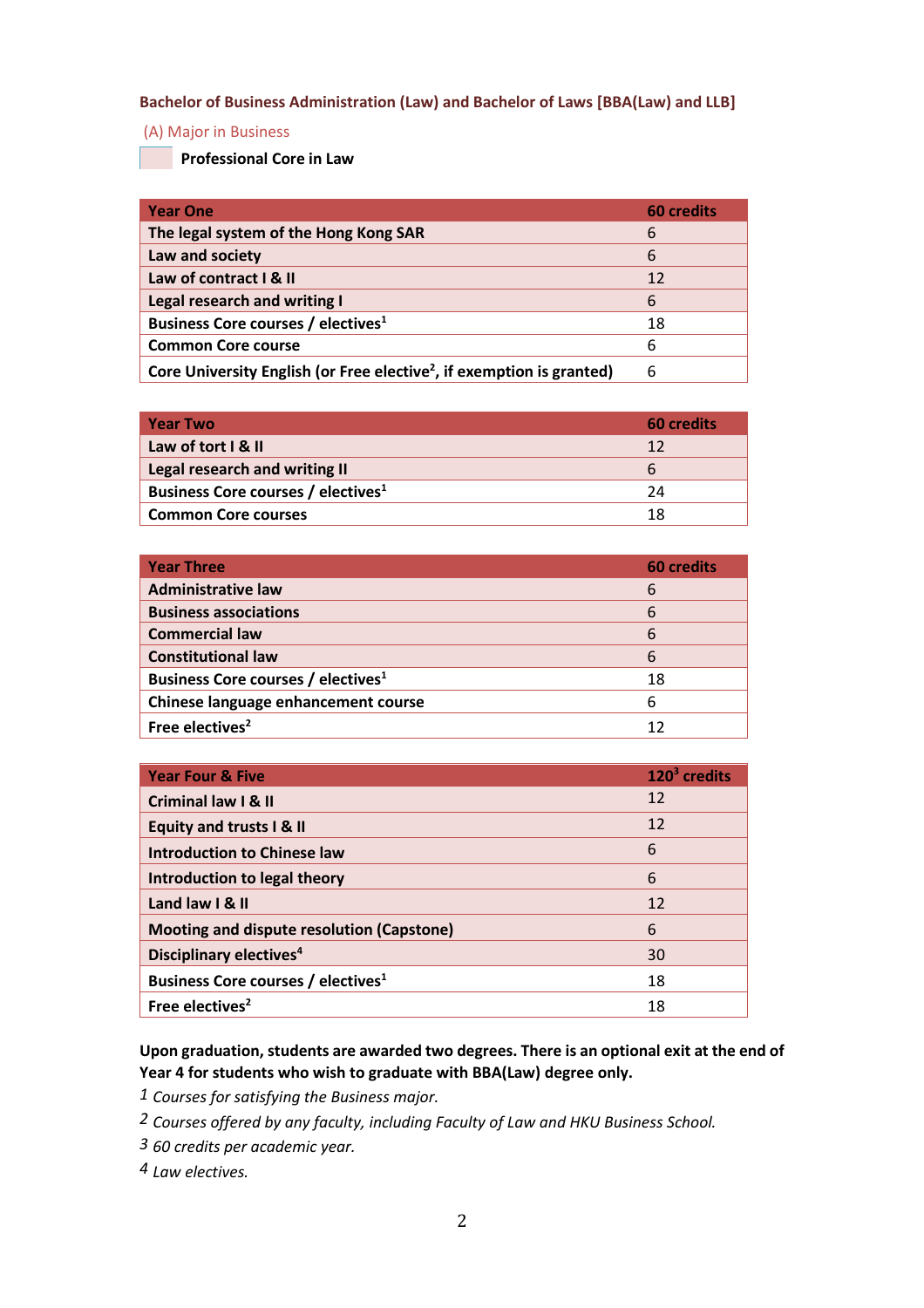## Bachelor of Business Administration (Law) and Bachelor of Laws [BBA(Law) and LLB]

### (A) Major in Business

Professional Core in Law

| Year One | 60 credits |
|---|---|
| The legal system of the Hong Kong SAR | 6 |
| Law and society | 6 |
| Law of contract I & II | 12 |
| Legal research and writing I | 6 |
| Business Core courses / electives[1] | 18 |
| Common Core course | 6 |
| Core University English (or Free elective[2], if exemption is granted) | 6 |

| Year Two | 60 credits |
|---|---|
| Law of tort I & II | 12 |
| Legal research and writing II | 6 |
| Business Core courses / electives[1] | 24 |
| Common Core courses | 18 |

| Year Three | 60 credits |
|---|---|
| Administrative law | 6 |
| Business associations | 6 |
| Commercial law | 6 |
| Constitutional law | 6 |
| Business Core courses / electives[1] | 18 |
| Chinese language enhancement course | 6 |
| Free electives[2] | 12 |

| Year Four & Five | 120[3] credits |
|---|---|
| Criminal law I & II | 12 |
| Equity and trusts I & II | 12 |
| Introduction to Chinese law | 6 |
| Introduction to legal theory | 6 |
| Land law I & II | 12 |
| Mooting and dispute resolution (Capstone) | 6 |
| Disciplinary electives[4] | 30 |
| Business Core courses / electives[1] | 18 |
| Free electives[2] | 18 |

**Upon graduation, students are awarded two degrees. There is an optional exit at the end of Year 4 for students who wish to graduate with BBA(Law) degree only.**

1 *Courses for satisfying the Business major.*

2 *Courses offered by any faculty, including Faculty of Law and HKU Business School.*

3 *60 credits per academic year.*

4 *Law electives.*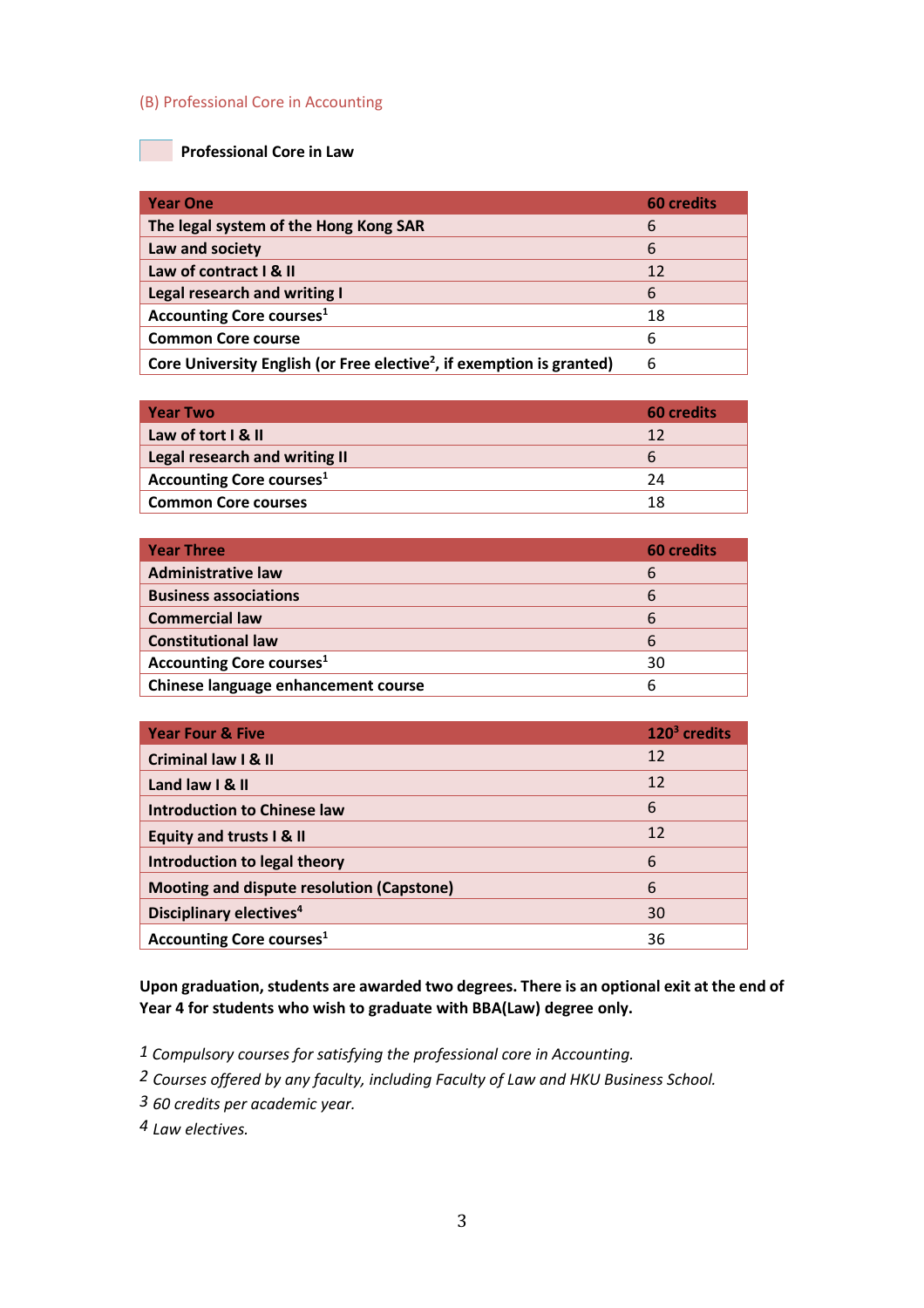## (B) Professional Core in Accounting

**Professional Core in Law**

| Year One | 60 credits |
|---|---|
| The legal system of the Hong Kong SAR | 6 |
| Law and society | 6 |
| Law of contract I & II | 12 |
| Legal research and writing I | 6 |
| Accounting Core courses[1] | 18 |
| Common Core course | 6 |
| Core University English (or Free elective[2], if exemption is granted) | 6 |

| Year Two | 60 credits |
|---|---|
| Law of tort I & II | 12 |
| Legal research and writing II | 6 |
| Accounting Core courses[1] | 24 |
| Common Core courses | 18 |

| Year Three | 60 credits |
|---|---|
| Administrative law | 6 |
| Business associations | 6 |
| Commercial law | 6 |
| Constitutional law | 6 |
| Accounting Core courses[1] | 30 |
| Chinese language enhancement course | 6 |

| Year Four & Five | 120[3] credits |
|---|---|
| Criminal law I & II | 12 |
| Land law I & II | 12 |
| Introduction to Chinese law | 6 |
| Equity and trusts I & II | 12 |
| Introduction to legal theory | 6 |
| Mooting and dispute resolution (Capstone) | 6 |
| Disciplinary electives[4] | 30 |
| Accounting Core courses[1] | 36 |

**Upon graduation, students are awarded two degrees. There is an optional exit at the end of Year 4 for students who wish to graduate with BBA(Law) degree only.**

1 *Compulsory courses for satisfying the professional core in Accounting.*

2 *Courses offered by any faculty, including Faculty of Law and HKU Business School.*

3 *60 credits per academic year.*

4 *Law electives.*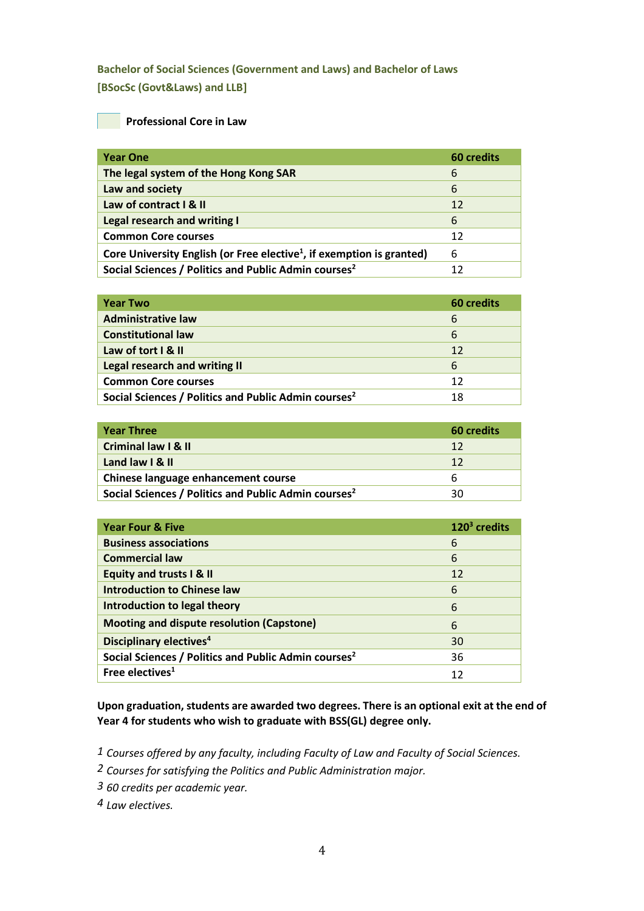**Bachelor of Social Sciences (Government and Laws) and Bachelor of Laws [BSocSc (Govt&Laws) and LLB]**

**Professional Core in Law**

| Year One | 60 credits |
| --- | --- |
| The legal system of the Hong Kong SAR | 6 |
| Law and society | 6 |
| Law of contract I & II | 12 |
| Legal research and writing I | 6 |
| Common Core courses | 12 |
| Core University English (or Free elective[1], if exemption is granted) | 6 |
| Social Sciences / Politics and Public Admin courses[2] | 12 |

| Year Two | 60 credits |
| --- | --- |
| Administrative law | 6 |
| Constitutional law | 6 |
| Law of tort I & II | 12 |
| Legal research and writing II | 6 |
| Common Core courses | 12 |
| Social Sciences / Politics and Public Admin courses[2] | 18 |

| Year Three | 60 credits |
| --- | --- |
| Criminal law I & II | 12 |
| Land law I & II | 12 |
| Chinese language enhancement course | 6 |
| Social Sciences / Politics and Public Admin courses[2] | 30 |

| Year Four & Five | 120[3] credits |
| --- | --- |
| Business associations | 6 |
| Commercial law | 6 |
| Equity and trusts I & II | 12 |
| Introduction to Chinese law | 6 |
| Introduction to legal theory | 6 |
| Mooting and dispute resolution (Capstone) | 6 |
| Disciplinary electives[4] | 30 |
| Social Sciences / Politics and Public Admin courses[2] | 36 |
| Free electives[1] | 12 |

**Upon graduation, students are awarded two degrees. There is an optional exit at the end of Year 4 for students who wish to graduate with BSS(GL) degree only.**

1 *Courses offered by any faculty, including Faculty of Law and Faculty of Social Sciences.*

2 *Courses for satisfying the Politics and Public Administration major.*

3 *60 credits per academic year.*

4 *Law electives.*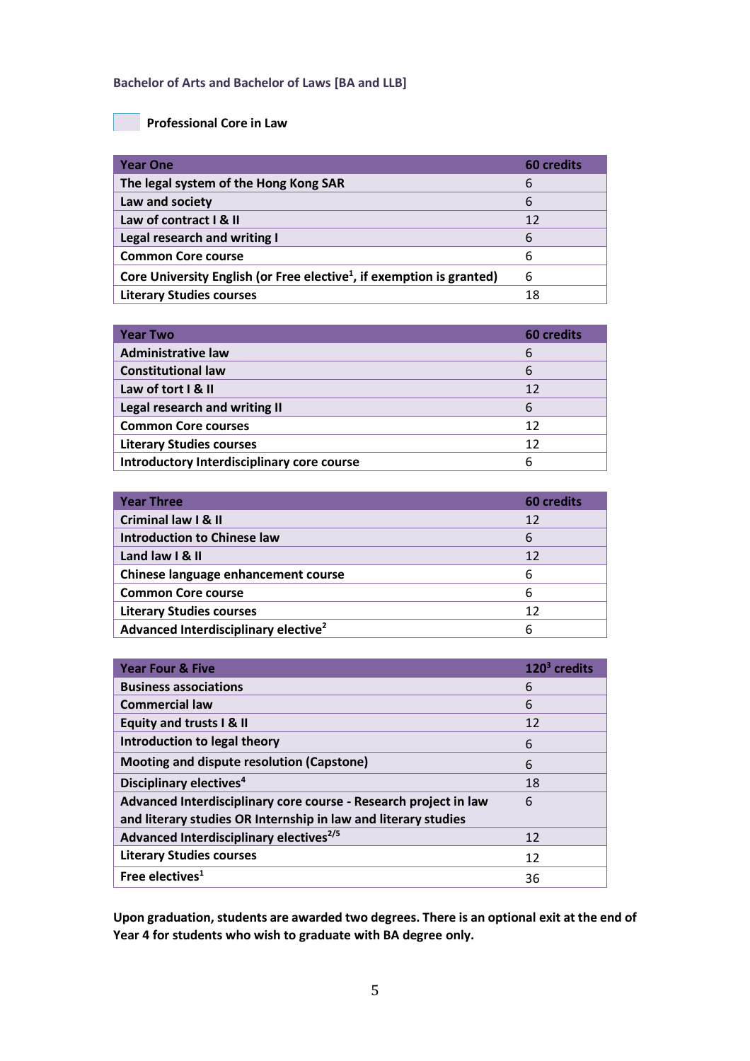**Bachelor of Arts and Bachelor of Laws [BA and LLB]**

**Professional Core in Law**

| Year One | 60 credits |
|---|---|
| The legal system of the Hong Kong SAR | 6 |
| Law and society | 6 |
| Law of contract I & II | 12 |
| Legal research and writing I | 6 |
| Common Core course | 6 |
| Core University English (or Free elective[1], if exemption is granted) | 6 |
| Literary Studies courses | 18 |

| Year Two | 60 credits |
|---|---|
| Administrative law | 6 |
| Constitutional law | 6 |
| Law of tort I & II | 12 |
| Legal research and writing II | 6 |
| Common Core courses | 12 |
| Literary Studies courses | 12 |
| Introductory Interdisciplinary core course | 6 |

| Year Three | 60 credits |
|---|---|
| Criminal law I & II | 12 |
| Introduction to Chinese law | 6 |
| Land law I & II | 12 |
| Chinese language enhancement course | 6 |
| Common Core course | 6 |
| Literary Studies courses | 12 |
| Advanced Interdisciplinary elective[2] | 6 |

| Year Four & Five | 120[3] credits |
|---|---|
| Business associations | 6 |
| Commercial law | 6 |
| Equity and trusts I & II | 12 |
| Introduction to legal theory | 6 |
| Mooting and dispute resolution (Capstone) | 6 |
| Disciplinary electives[4] | 18 |
| Advanced Interdisciplinary core course - Research project in law and literary studies OR Internship in law and literary studies | 6 |
| Advanced Interdisciplinary electives[2/5] | 12 |
| Literary Studies courses | 12 |
| Free electives[1] | 36 |

**Upon graduation, students are awarded two degrees. There is an optional exit at the end of Year 4 for students who wish to graduate with BA degree only.**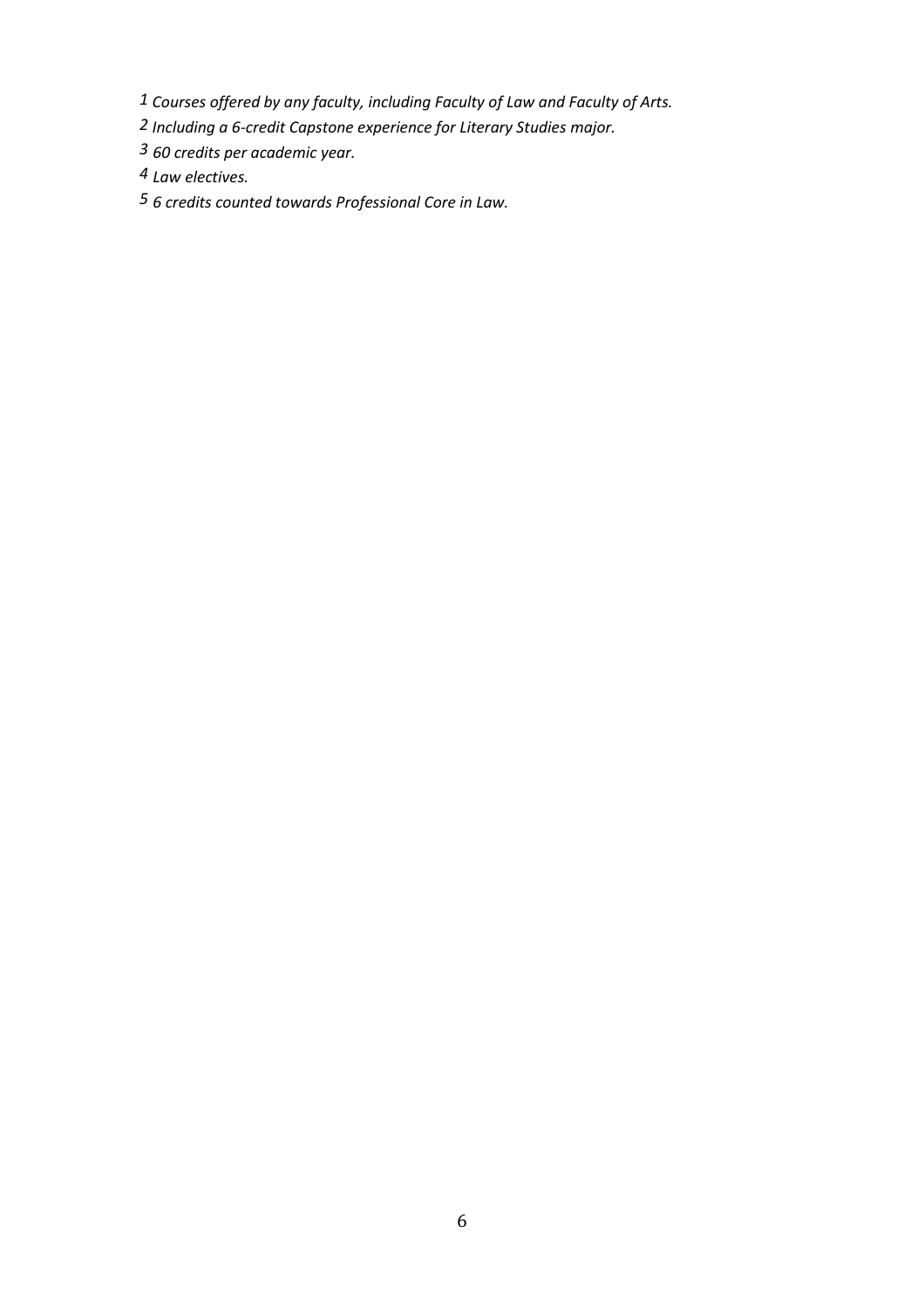[1] *Courses offered by any faculty, including Faculty of Law and Faculty of Arts.*

[2] *Including a 6-credit Capstone experience for Literary Studies major.*

[3] *60 credits per academic year.*

[4] *Law electives.*

[5] *6 credits counted towards Professional Core in Law.*